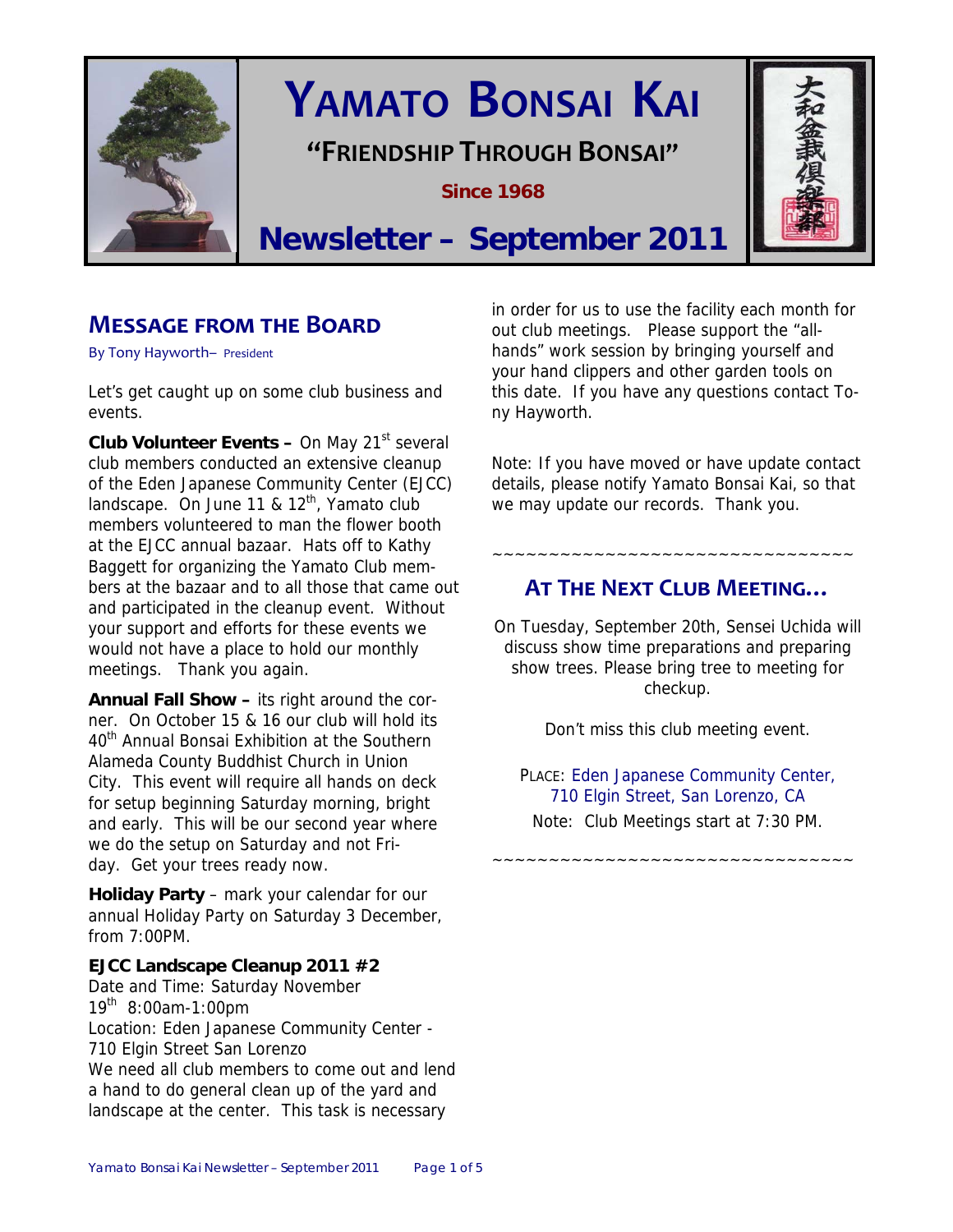# YAMATO BONSAI KAI

## "FRIENDSHIP THROUGH BONSAI"

**Since 1968**

# Newsletter – September 2011

大和盆栽倶楽部

## MESSAGE FROM THE BOARD

By Tony Hayworth– President

Let's get caught up on some club business and events.

**Club Volunteer Events –** On May 21st several club members conducted an extensive cleanup of the Eden Japanese Community Center (EJCC) landscape. On June 11 & 12th, Yamato club members volunteered to man the flower booth at the EJCC annual bazaar. Hats off to Kathy Baggett for organizing the Yamato Club members at the bazaar and to all those that came out and participated in the cleanup event. Without your support and efforts for these events we would not have a place to hold our monthly meetings. Thank you again.

**Annual Fall Show –** its right around the corner. On October 15 & 16 our club will hold its 40th Annual Bonsai Exhibition at the Southern Alameda County Buddhist Church in Union City. This event will require all hands on deck for setup beginning Saturday morning, bright and early. This will be our second year where we do the setup on Saturday and not Friday. Get your trees ready now.

**Holiday Party** – mark your calendar for our annual Holiday Party on Saturday 3 December, from 7:00PM.

**EJCC Landscape Cleanup 2011 #2**
Date and Time: Saturday November 19th 8:00am-1:00pm
Location: Eden Japanese Community Center - 710 Elgin Street San Lorenzo
We need all club members to come out and lend a hand to do general clean up of the yard and landscape at the center. This task is necessary in order for us to use the facility each month for out club meetings. Please support the "all-hands" work session by bringing yourself and your hand clippers and other garden tools on this date. If you have any questions contact Tony Hayworth.

Note: If you have moved or have update contact details, please notify Yamato Bonsai Kai, so that we may update our records. Thank you.

~~~~~~~~~~~~~~~~~~~~~~~~~~~~~~~~~~

## AT THE NEXT CLUB MEETING…

On Tuesday, September 20th, Sensei Uchida will discuss show time preparations and preparing show trees. Please bring tree to meeting for checkup.

Don't miss this club meeting event.

PLACE: Eden Japanese Community Center, 710 Elgin Street, San Lorenzo, CA
Note: Club Meetings start at 7:30 PM.

~~~~~~~~~~~~~~~~~~~~~~~~~~~~~~~~~~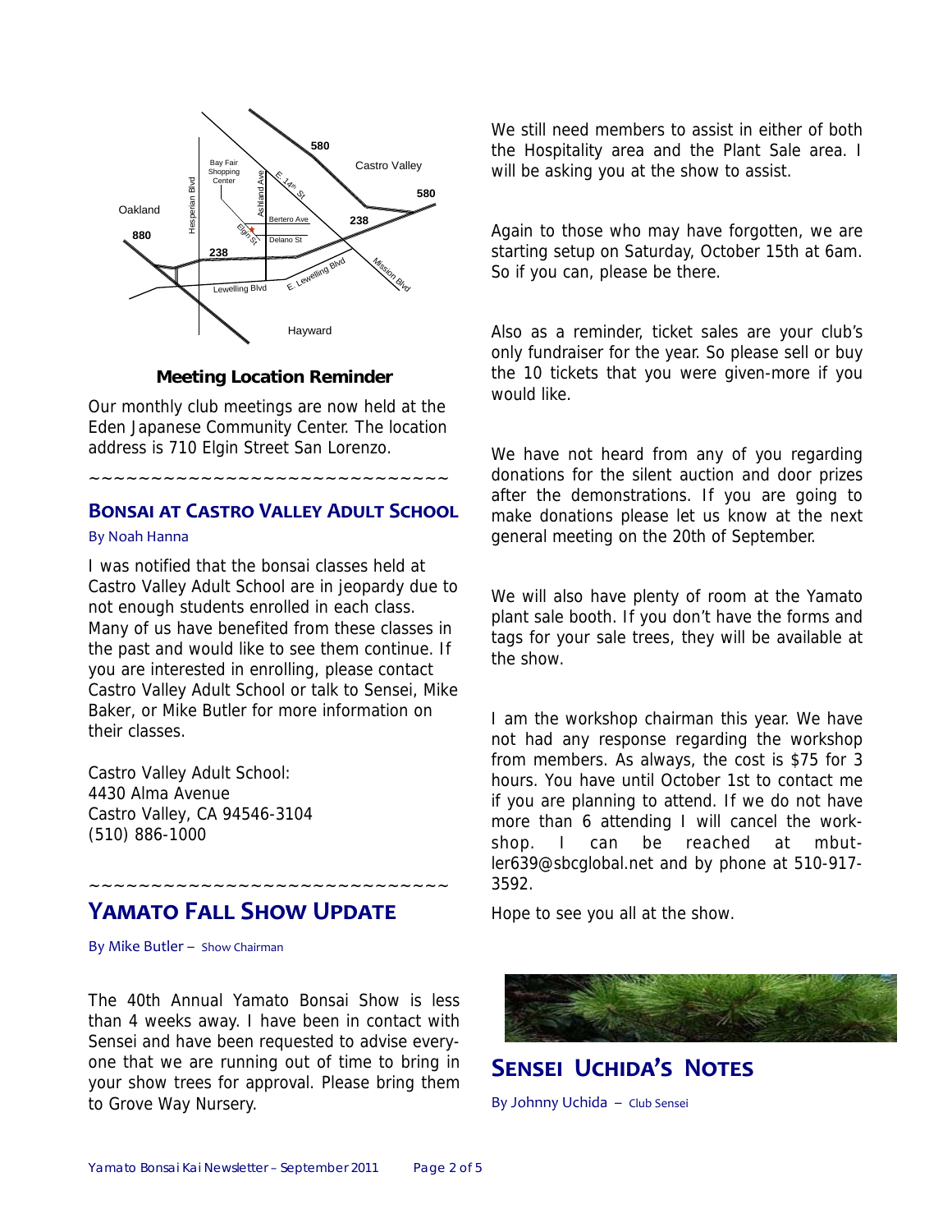**Meeting Location Reminder**

Our monthly club meetings are now held at the Eden Japanese Community Center. The location address is 710 Elgin Street San Lorenzo.

~~~~~~~~~~~~~~~~~~~~~~~~~~~~~

## Bonsai at Castro Valley Adult School

By Noah Hanna

I was notified that the bonsai classes held at Castro Valley Adult School are in jeopardy due to not enough students enrolled in each class. Many of us have benefited from these classes in the past and would like to see them continue. If you are interested in enrolling, please contact Castro Valley Adult School or talk to Sensei, Mike Baker, or Mike Butler for more information on their classes.

Castro Valley Adult School:
4430 Alma Avenue
Castro Valley, CA 94546-3104
(510) 886-1000

~~~~~~~~~~~~~~~~~~~~~~~~~~~~~

## Yamato Fall Show Update

By Mike Butler – Show Chairman

The 40th Annual Yamato Bonsai Show is less than 4 weeks away. I have been in contact with Sensei and have been requested to advise everyone that we are running out of time to bring in your show trees for approval. Please bring them to Grove Way Nursery.

We still need members to assist in either of both the Hospitality area and the Plant Sale area. I will be asking you at the show to assist.

Again to those who may have forgotten, we are starting setup on Saturday, October 15th at 6am. So if you can, please be there.

Also as a reminder, ticket sales are your club's only fundraiser for the year. So please sell or buy the 10 tickets that you were given-more if you would like.

We have not heard from any of you regarding donations for the silent auction and door prizes after the demonstrations. If you are going to make donations please let us know at the next general meeting on the 20th of September.

We will also have plenty of room at the Yamato plant sale booth. If you don't have the forms and tags for your sale trees, they will be available at the show.

I am the workshop chairman this year. We have not had any response regarding the workshop from members. As always, the cost is $75 for 3 hours. You have until October 1st to contact me if you are planning to attend. If we do not have more than 6 attending I will cancel the workshop. I can be reached at mbutler639@sbcglobal.net and by phone at 510-917-3592.

Hope to see you all at the show.

## Sensei Uchida's Notes

By Johnny Uchida – Club Sensei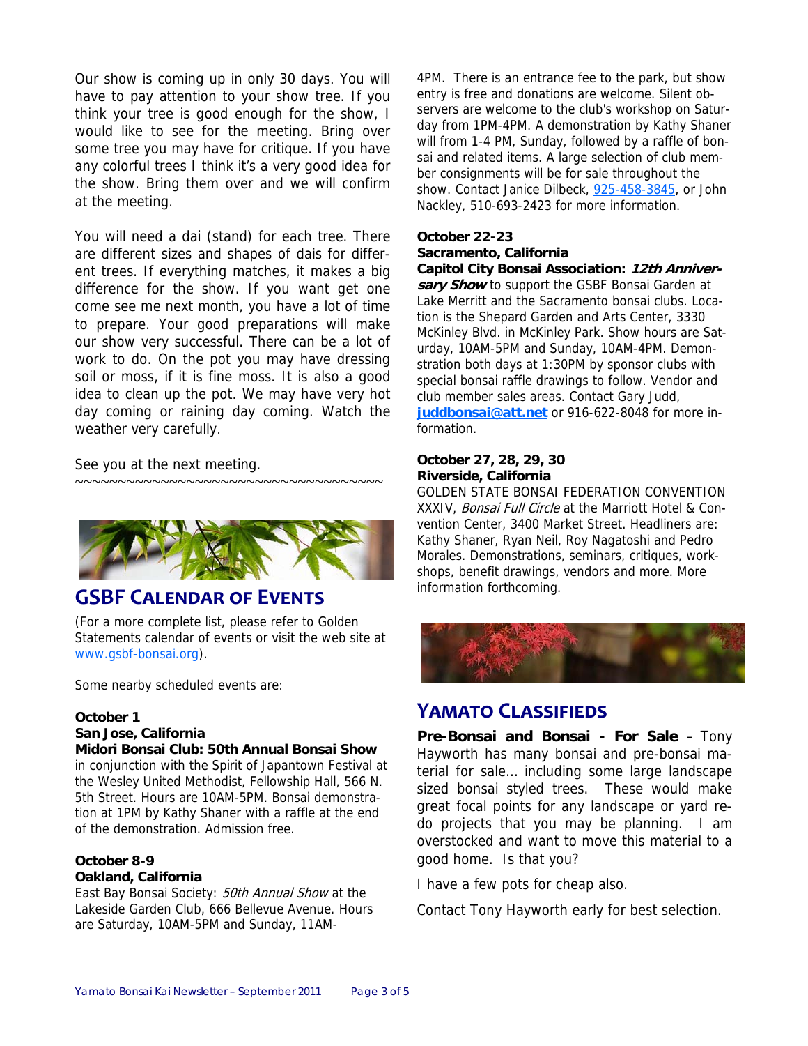Our show is coming up in only 30 days. You will have to pay attention to your show tree. If you think your tree is good enough for the show, I would like to see for the meeting. Bring over some tree you may have for critique. If you have any colorful trees I think it's a very good idea for the show. Bring them over and we will confirm at the meeting.

You will need a dai (stand) for each tree. There are different sizes and shapes of dais for different trees. If everything matches, it makes a big difference for the show. If you want get one come see me next month, you have a lot of time to prepare. Your good preparations will make our show very successful. There can be a lot of work to do. On the pot you may have dressing soil or moss, if it is fine moss. It is also a good idea to clean up the pot. We may have very hot day coming or raining day coming. Watch the weather very carefully.

See you at the next meeting.

~~~~~~~~~~~~~~~~~~~~~~~~~~~~~~~~~~~~~~~~

## GSBF Calendar of Events

(For a more complete list, please refer to Golden Statements calendar of events or visit the web site at www.gsbf-bonsai.org).

Some nearby scheduled events are:

**October 1**
**San Jose, California**
**Midori Bonsai Club: 50th Annual Bonsai Show** in conjunction with the Spirit of Japantown Festival at the Wesley United Methodist, Fellowship Hall, 566 N. 5th Street. Hours are 10AM-5PM. Bonsai demonstration at 1PM by Kathy Shaner with a raffle at the end of the demonstration. Admission free.

**October 8-9**
**Oakland, California**
East Bay Bonsai Society: *50th Annual Show* at the Lakeside Garden Club, 666 Bellevue Avenue. Hours are Saturday, 10AM-5PM and Sunday, 11AM-4PM. There is an entrance fee to the park, but show entry is free and donations are welcome. Silent observers are welcome to the club's workshop on Saturday from 1PM-4PM. A demonstration by Kathy Shaner will from 1-4 PM, Sunday, followed by a raffle of bonsai and related items. A large selection of club member consignments will be for sale throughout the show. Contact Janice Dilbeck, 925-458-3845, or John Nackley, 510-693-2423 for more information.

**October 22-23**
**Sacramento, California**
**Capitol City Bonsai Association: *12th Anniversary Show*** to support the GSBF Bonsai Garden at Lake Merritt and the Sacramento bonsai clubs. Location is the Shepard Garden and Arts Center, 3330 McKinley Blvd. in McKinley Park. Show hours are Saturday, 10AM-5PM and Sunday, 10AM-4PM. Demonstration both days at 1:30PM by sponsor clubs with special bonsai raffle drawings to follow. Vendor and club member sales areas. Contact Gary Judd, **juddbonsai@att.net** or 916-622-8048 for more information.

**October 27, 28, 29, 30**
**Riverside, California**
GOLDEN STATE BONSAI FEDERATION CONVENTION XXXIV, *Bonsai Full Circle* at the Marriott Hotel & Convention Center, 3400 Market Street. Headliners are: Kathy Shaner, Ryan Neil, Roy Nagatoshi and Pedro Morales. Demonstrations, seminars, critiques, workshops, benefit drawings, vendors and more. More information forthcoming.

## Yamato Classifieds

**Pre-Bonsai and Bonsai - For Sale** – Tony Hayworth has many bonsai and pre-bonsai material for sale… including some large landscape sized bonsai styled trees. These would make great focal points for any landscape or yard re-do projects that you may be planning. I am overstocked and want to move this material to a good home. Is that you?

I have a few pots for cheap also.

Contact Tony Hayworth early for best selection.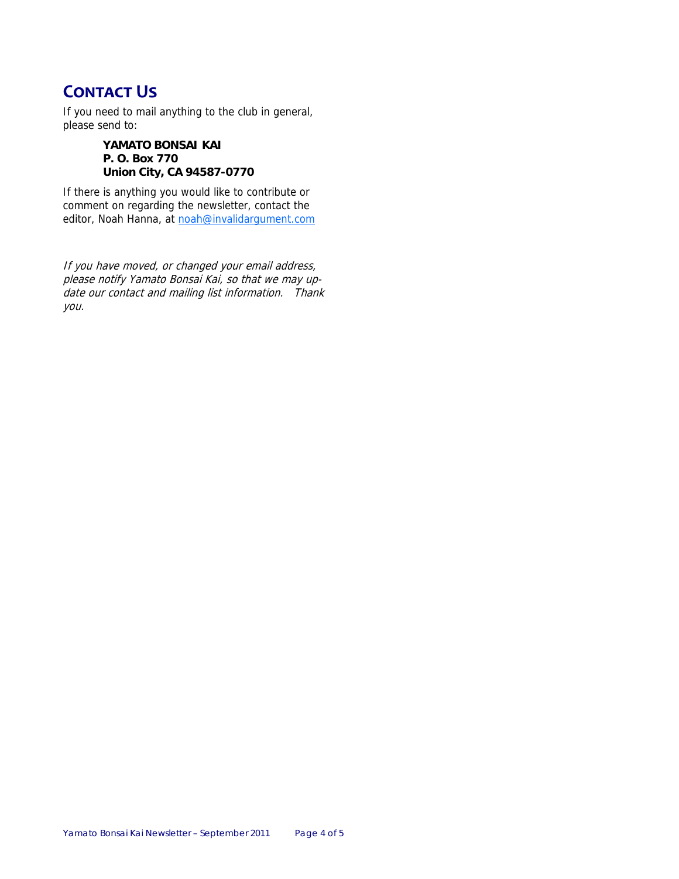## CONTACT US

If you need to mail anything to the club in general, please send to:

> **YAMATO BONSAI KAI**
> **P. O. Box 770**
> **Union City, CA 94587-0770**

If there is anything you would like to contribute or comment on regarding the newsletter, contact the editor, Noah Hanna, at noah@invalidargument.com

*If you have moved, or changed your email address, please notify Yamato Bonsai Kai, so that we may update our contact and mailing list information. Thank you.*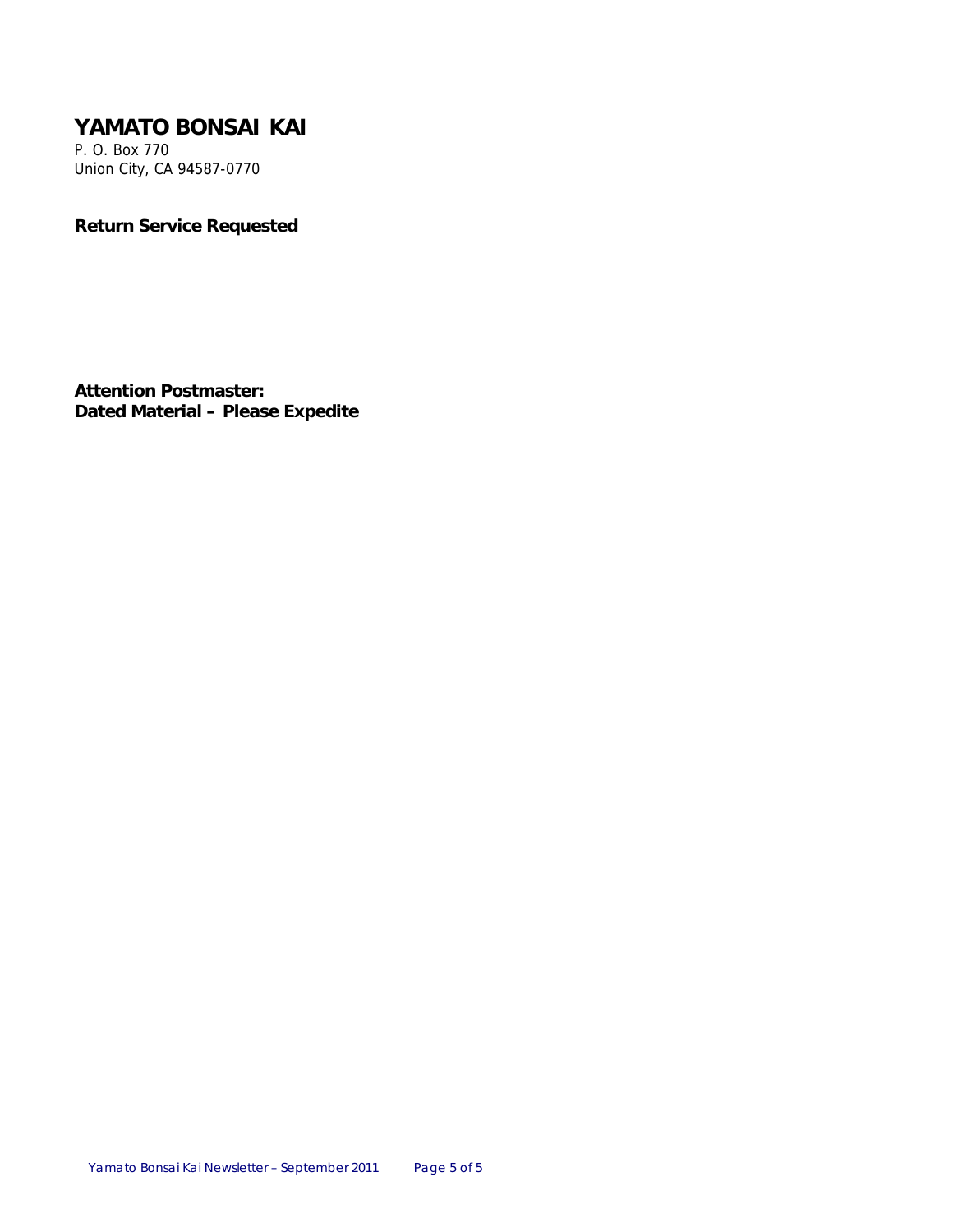**YAMATO BONSAI KAI**
P. O. Box 770
Union City, CA 94587-0770

**Return Service Requested**

**Attention Postmaster:**
**Dated Material – Please Expedite**